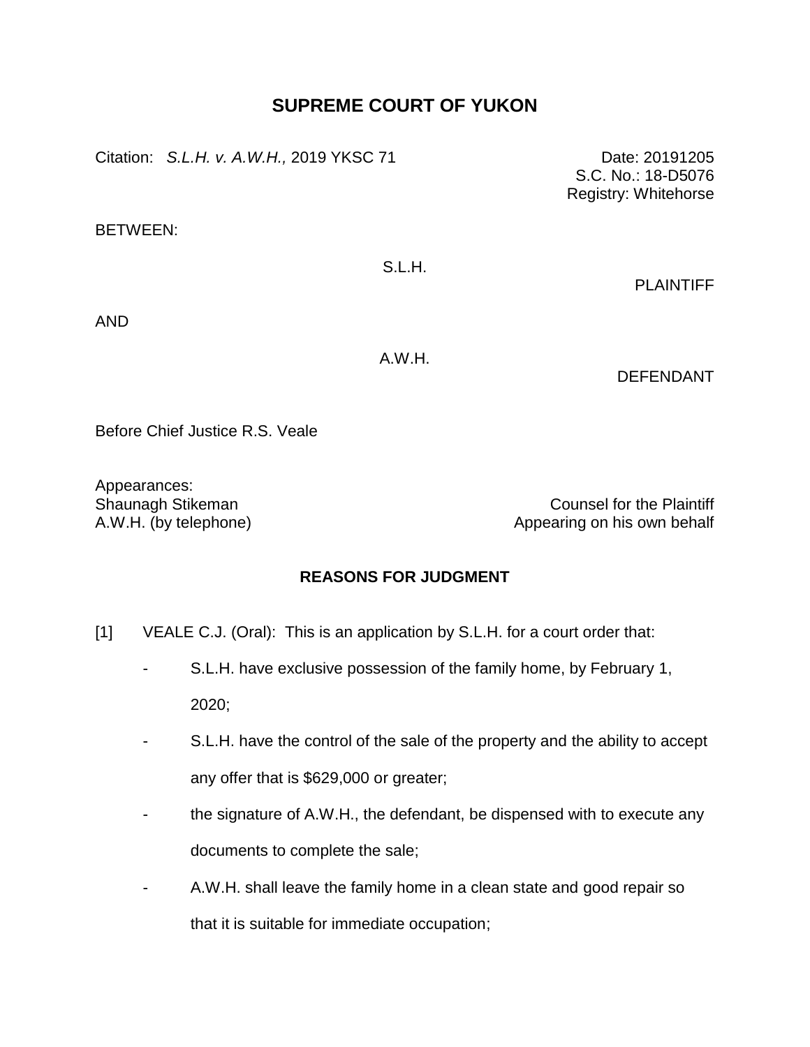# SUPREME COURT OF YUKON

Citation: *S.L.H. v. A.W.H.,* 2019 YKSC 71

Date: 20191205
S.C. No.: 18-D5076
Registry: Whitehorse

BETWEEN:

S.L.H.

PLAINTIFF

AND

A.W.H.

DEFENDANT

Before Chief Justice R.S. Veale

Appearances:

| | |
|---|---|
| Shaunagh Stikeman | Counsel for the Plaintiff |
| A.W.H. (by telephone) | Appearing on his own behalf |

## REASONS FOR JUDGMENT

[1] VEALE C.J. (Oral): This is an application by S.L.H. for a court order that:

- S.L.H. have exclusive possession of the family home, by February 1, 2020;
- S.L.H. have the control of the sale of the property and the ability to accept any offer that is $629,000 or greater;
- the signature of A.W.H., the defendant, be dispensed with to execute any documents to complete the sale;
- A.W.H. shall leave the family home in a clean state and good repair so that it is suitable for immediate occupation;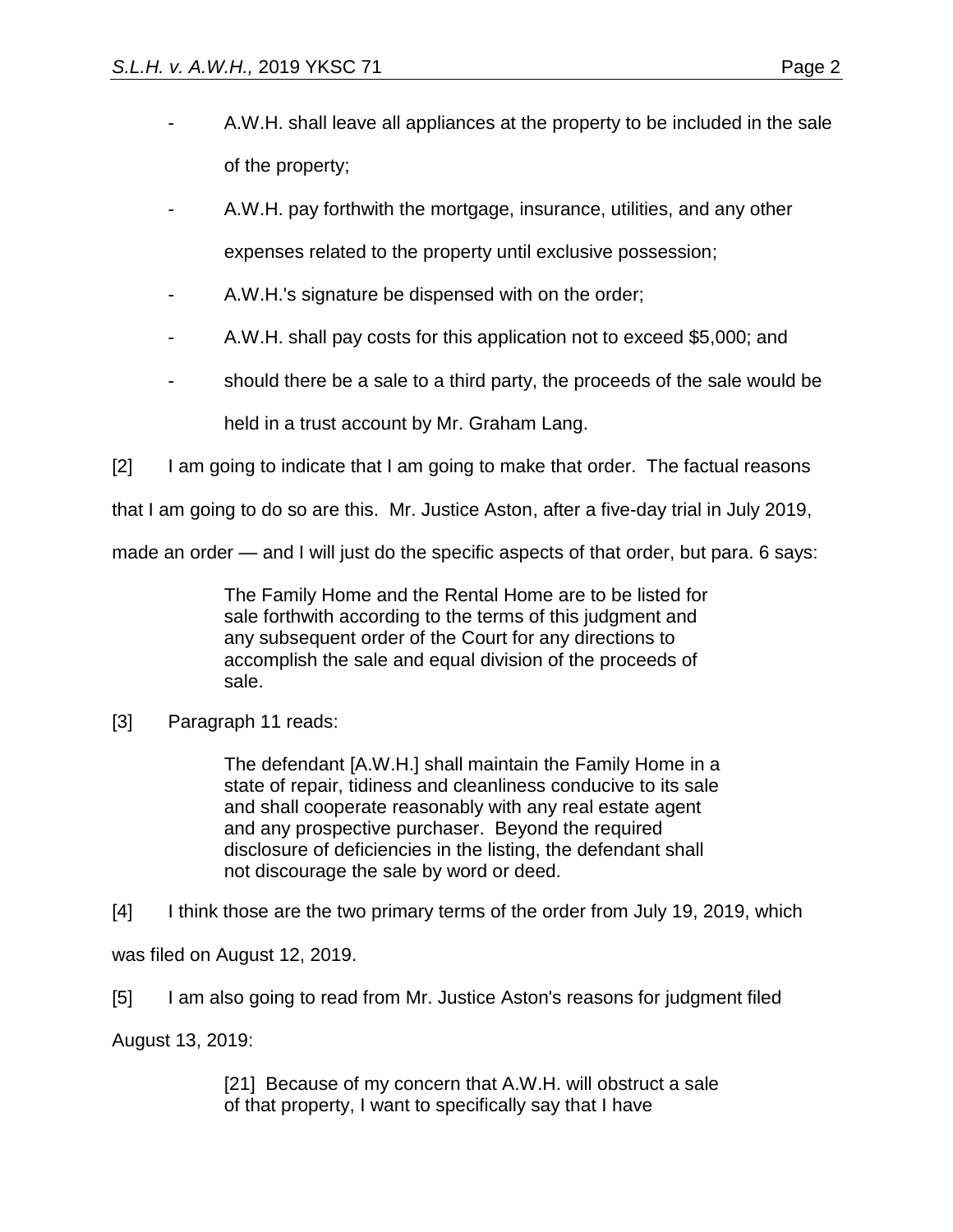- A.W.H. shall leave all appliances at the property to be included in the sale of the property;
- A.W.H. pay forthwith the mortgage, insurance, utilities, and any other expenses related to the property until exclusive possession;
- A.W.H.'s signature be dispensed with on the order;
- A.W.H. shall pay costs for this application not to exceed $5,000; and
- should there be a sale to a third party, the proceeds of the sale would be held in a trust account by Mr. Graham Lang.

[2] I am going to indicate that I am going to make that order. The factual reasons that I am going to do so are this. Mr. Justice Aston, after a five-day trial in July 2019, made an order — and I will just do the specific aspects of that order, but para. 6 says:

> The Family Home and the Rental Home are to be listed for sale forthwith according to the terms of this judgment and any subsequent order of the Court for any directions to accomplish the sale and equal division of the proceeds of sale.

[3] Paragraph 11 reads:

> The defendant [A.W.H.] shall maintain the Family Home in a state of repair, tidiness and cleanliness conducive to its sale and shall cooperate reasonably with any real estate agent and any prospective purchaser. Beyond the required disclosure of deficiencies in the listing, the defendant shall not discourage the sale by word or deed.

[4] I think those are the two primary terms of the order from July 19, 2019, which was filed on August 12, 2019.

[5] I am also going to read from Mr. Justice Aston's reasons for judgment filed August 13, 2019:

> [21] Because of my concern that A.W.H. will obstruct a sale of that property, I want to specifically say that I have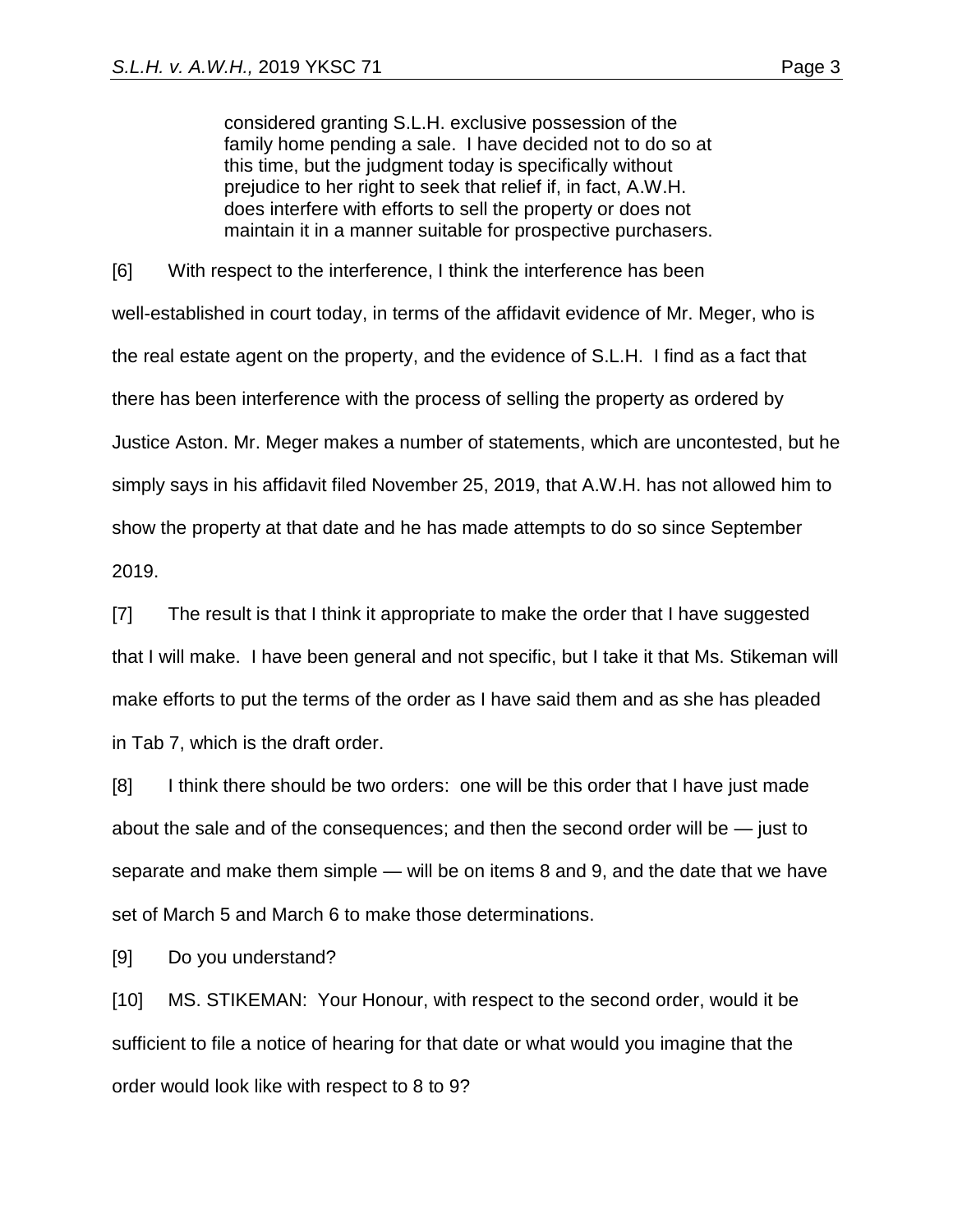> considered granting S.L.H. exclusive possession of the family home pending a sale. I have decided not to do so at this time, but the judgment today is specifically without prejudice to her right to seek that relief if, in fact, A.W.H. does interfere with efforts to sell the property or does not maintain it in a manner suitable for prospective purchasers.

[6] With respect to the interference, I think the interference has been well-established in court today, in terms of the affidavit evidence of Mr. Meger, who is the real estate agent on the property, and the evidence of S.L.H. I find as a fact that there has been interference with the process of selling the property as ordered by Justice Aston. Mr. Meger makes a number of statements, which are uncontested, but he simply says in his affidavit filed November 25, 2019, that A.W.H. has not allowed him to show the property at that date and he has made attempts to do so since September 2019.

[7] The result is that I think it appropriate to make the order that I have suggested that I will make. I have been general and not specific, but I take it that Ms. Stikeman will make efforts to put the terms of the order as I have said them and as she has pleaded in Tab 7, which is the draft order.

[8] I think there should be two orders: one will be this order that I have just made about the sale and of the consequences; and then the second order will be — just to separate and make them simple — will be on items 8 and 9, and the date that we have set of March 5 and March 6 to make those determinations.

[9] Do you understand?

[10] MS. STIKEMAN: Your Honour, with respect to the second order, would it be sufficient to file a notice of hearing for that date or what would you imagine that the order would look like with respect to 8 to 9?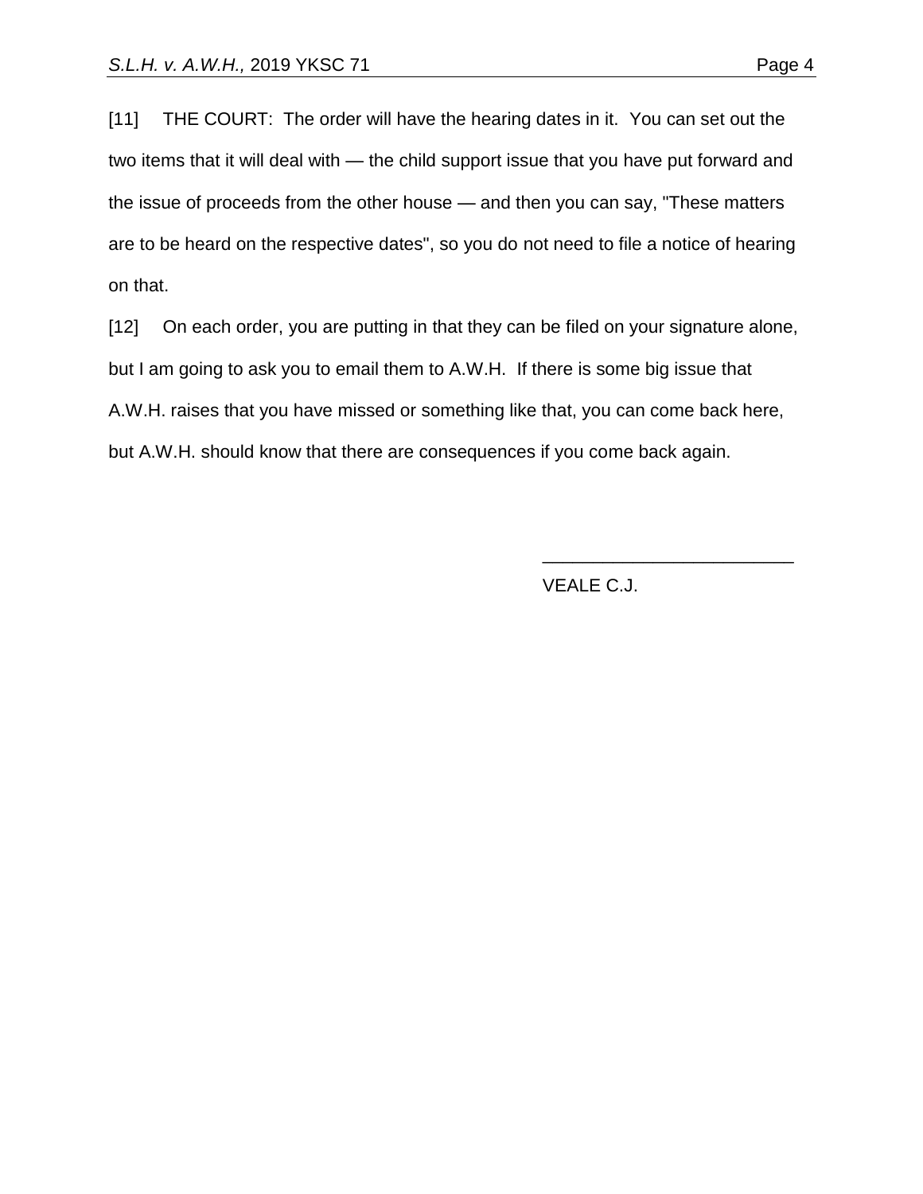[11] THE COURT: The order will have the hearing dates in it. You can set out the two items that it will deal with — the child support issue that you have put forward and the issue of proceeds from the other house — and then you can say, "These matters are to be heard on the respective dates", so you do not need to file a notice of hearing on that.

[12] On each order, you are putting in that they can be filed on your signature alone, but I am going to ask you to email them to A.W.H. If there is some big issue that A.W.H. raises that you have missed or something like that, you can come back here, but A.W.H. should know that there are consequences if you come back again.

\_\_\_\_\_\_\_\_\_\_\_\_\_\_\_\_\_\_\_\_\_\_\_\_\_\_

VEALE C.J.